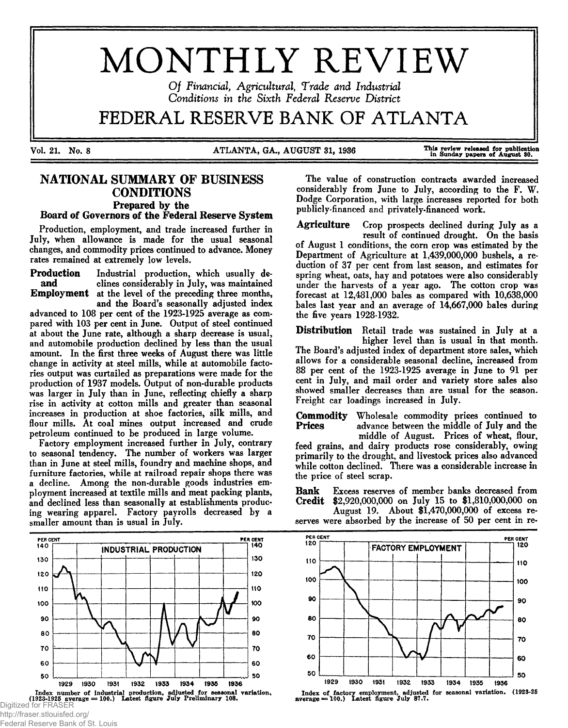# MONTHLY REVIEW

*Of Financial, Agricultural, Trade and Industrial Conditions in the Sixth Federal Reserve District*

# FEDERAL RESERVE BANK OF ATLANTA

Vol. 21. No. 8 — ATLANTA, GA., AUGUST 31, 1936 — This review released for publication in Sunday papers of August 30.

## NATIONAL SUMMARY OF BUSINESS CONDITIONS

### Prepared by the Board of Governors of the Federal Reserve System

Production, employment, and trade increased further in July, when allowance is made for the usual seasonal changes, and commodity prices continued to advance. Money rates remained at extremely low levels.

**Production and Employment** Industrial production, which usually declines considerably in July, was maintained at the level of the preceding three months, and the Board's seasonally adjusted index advanced to 108 per cent of the 1923-1925 average as compared with 103 per cent in June. Output of steel continued at about the June rate, although a sharp decrease is usual, and automobile production declined by less than the usual amount. In the first three weeks of August there was little change in activity at steel mills, while at automobile factories output was curtailed as preparations were made for the production of 1937 models. Output of non-durable products was larger in July than in June, reflecting chiefly a sharp rise in activity at cotton mills and greater than seasonal increases in production at shoe factories, silk mills, and flour mills. At coal mines output increased and crude petroleum continued to be produced in large volume.

Factory employment increased further in July, contrary to seasonal tendency. The number of workers was larger than in June at steel mills, foundry and machine shops, and furniture factories, while at railroad repair shops there was a decline. Among the non-durable goods industries employment increased at textile mills and meat packing plants, and declined less than seasonally at establishments producing wearing apparel. Factory payrolls decreased by a smaller amount than is usual in July.

The value of construction contracts awarded increased considerably from June to July, according to the F. W. Dodge Corporation, with large increases reported for both publicly-financed and privately-financed work.

**Agriculture** Crop prospects declined during July as a result of continued drought. On the basis of August 1 conditions, the corn crop was estimated by the Department of Agriculture at 1,439,000,000 bushels, a reduction of 37 per cent from last season, and estimates for spring wheat, oats, hay and potatoes were also considerably under the harvests of a year ago. The cotton crop was forecast at 12,481,000 bales as compared with 10,638,000 bales last year and an average of 14,667,000 bales during the five years 1928-1932.

**Distribution** Retail trade was sustained in July at a higher level than is usual in that month. The Board's adjusted index of department store sales, which allows for a considerable seasonal decline, increased from 88 per cent of the 1923-1925 average in June to 91 per cent in July, and mail order and variety store sales also showed smaller decreases than are usual for the season. Freight car loadings increased in July.

**Commodity Prices** Wholesale commodity prices continued to advance between the middle of July and the middle of August. Prices of wheat, flour, feed grains, and dairy products rose considerably, owing primarily to the drought, and livestock prices also advanced while cotton declined. There was a considerable increase in the price of steel scrap.

**Bank Credit** Excess reserves of member banks decreased from $2,920,000,000 on July 15 to $1,810,000,000 on August 19. About $1,470,000,000 of excess reserves were absorbed by the increase of 50 per cent in re-

**INDUSTRIAL PRODUCTION**

Index number of industrial production, adjusted for seasonal variation, (1923-1925 average = 100.) Latest figure July Preliminary 108.

**FACTORY EMPLOYMENT**

Index of factory employment, adjusted for seasonal variation. (1923-25 average = 100.) Latest figure July 87.7.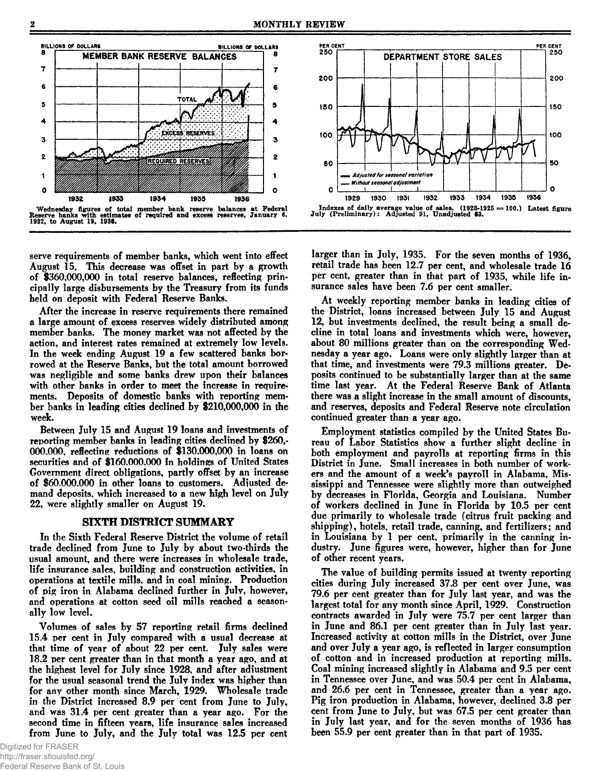MEMBER BANK RESERVE BALANCES

Wednesday figures of total member bank reserve balances at Federal Reserve banks with estimates of required and excess reserves, January 6, 1932, to August 19, 1936.

DEPARTMENT STORE SALES

Indexes of daily average value of sales. (1923-1925 = 100.) Latest figure July (Preliminary): Adjusted 91, Unadjusted 63.

serve requirements of member banks, which went into effect August 15. This decrease was offset in part by a growth of $360,000,000 in total reserve balances, reflecting principally large disbursements by the Treasury from its funds held on deposit with Federal Reserve Banks.

After the increase in reserve requirements there remained a large amount of excess reserves widely distributed among member banks. The money market was not affected by the action, and interest rates remained at extremely low levels. In the week ending August 19 a few scattered banks borrowed at the Reserve Banks, but the total amount borrowed was negligible and some banks drew upon their balances with other banks in order to meet the increase in requirements. Deposits of domestic banks with reporting member banks in leading cities declined by $210,000,000 in the week.

Between July 15 and August 19 loans and investments of reporting member banks in leading cities declined by $260,000,000, reflecting reductions of $130,000,000 in loans on securities and of $160,000,000 in holdings of United States Government direct obligations, partly offset by an increase of $60,000,000 in other loans to customers. Adjusted demand deposits, which increased to a new high level on July 22, were slightly smaller on August 19.

## SIXTH DISTRICT SUMMARY

In the Sixth Federal Reserve District the volume of retail trade declined from June to July by about two-thirds the usual amount, and there were increases in wholesale trade, life insurance sales, building and construction activities, in operations at textile mills, and in coal mining. Production of pig iron in Alabama declined further in July, however, and operations at cotton seed oil mills reached a seasonally low level.

Volumes of sales by 57 reporting retail firms declined 15.4 per cent in July compared with a usual decrease at that time of year of about 22 per cent. July sales were 18.2 per cent greater than in that month a year ago, and at the highest level for July since 1928, and after adjustment for the usual seasonal trend the July index was higher than for any other month since March, 1929. Wholesale trade in the District increased 8.9 per cent from June to July, and was 31.4 per cent greater than a year ago. For the second time in fifteen years, life insurance sales increased from June to July, and the July total was 12.5 per cent larger than in July, 1935. For the seven months of 1936, retail trade has been 12.7 per cent, and wholesale trade 16 per cent, greater than in that part of 1935, while life insurance sales have been 7.6 per cent smaller.

At weekly reporting member banks in leading cities of the District, loans increased between July 15 and August 12, but investments declined, the result being a small decline in total loans and investments which were, however, about 80 millions greater than on the corresponding Wednesday a year ago. Loans were only slightly larger than at that time, and investments were 79.3 millions greater. Deposits continued to be substantially larger than at the same time last year. At the Federal Reserve Bank of Atlanta there was a slight increase in the small amount of discounts, and reserves, deposits and Federal Reserve note circulation continued greater than a year ago.

Employment statistics compiled by the United States Bureau of Labor Statistics show a further slight decline in both employment and payrolls at reporting firms in this District in June. Small increases in both number of workers and the amount of a week's payroll in Alabama, Mississippi and Tennessee were slightly more than outweighed by decreases in Florida, Georgia and Louisiana. Number of workers declined in June in Florida by 10.5 per cent due primarily to wholesale trade (citrus fruit packing and shipping), hotels, retail trade, canning, and fertilizers; and in Louisiana by 1 per cent, primarily in the canning industry. June figures were, however, higher than for June of other recent years.

The value of building permits issued at twenty reporting cities during July increased 37.8 per cent over June, was 79.6 per cent greater than for July last year, and was the largest total for any month since April, 1929. Construction contracts awarded in July were 75.7 per cent larger than in June and 86.1 per cent greater than in July last year. Increased activity at cotton mills in the District, over June and over July a year ago, is reflected in larger consumption of cotton and in increased production at reporting mills. Coal mining increased slightly in Alabama and 9.5 per cent in Tennessee over June, and was 50.4 per cent in Alabama, and 26.6 per cent in Tennessee, greater than a year ago. Pig iron production in Alabama, however, declined 3.8 per cent from June to July, but was 67.5 per cent greater than in July last year, and for the seven months of 1936 has been 55.9 per cent greater than in that part of 1935.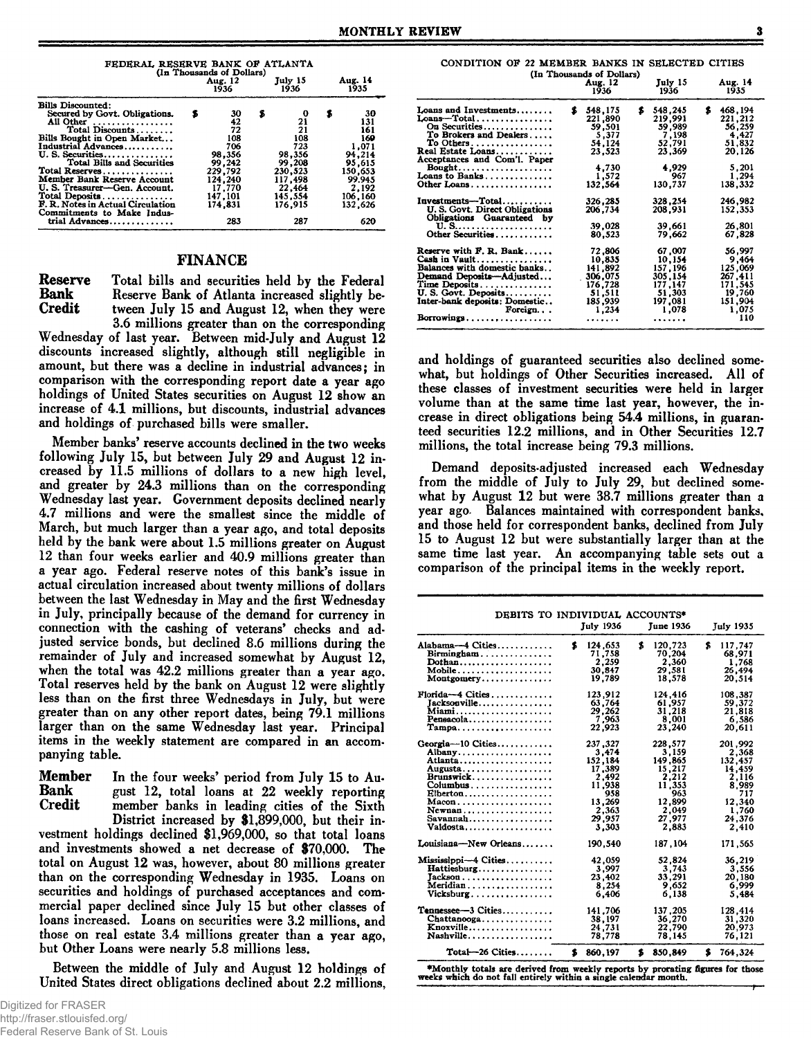FEDERAL RESERVE BANK OF ATLANTA
(In Thousands of Dollars)

| | Aug. 12 1936 | July 15 1936 | Aug. 14 1935 |
|---|---|---|---|
| Bills Discounted: | | | |
| Secured by Govt. Obligations. | $ 30 | $ 0 | $ 30 |
| All Other | 42 | 21 | 131 |
| Total Discounts | 72 | 21 | 161 |
| Bills Bought in Open Market | 108 | 108 | 169 |
| Industrial Advances | 706 | 723 | 1,071 |
| U. S. Securities | 98,356 | 98,356 | 94,214 |
| Total Bills and Securities | 99,242 | 99,208 | 95,615 |
| Total Reserves | 229,792 | 230,523 | 150,653 |
| Member Bank Reserve Account | 124,240 | 117,498 | 99,945 |
| U. S. Treasurer—Gen. Account. | 17,770 | 22,464 | 2,192 |
| Total Deposits | 147,101 | 145,554 | 106,160 |
| F. R. Notes in Actual Circulation | 174,831 | 176,915 | 132,626 |
| Commitments to Make Industrial Advances | 283 | 287 | 620 |

## FINANCE

**Reserve Bank Credit** Total bills and securities held by the Federal Reserve Bank of Atlanta increased slightly between July 15 and August 12, when they were 3.6 millions greater than on the corresponding Wednesday of last year. Between mid-July and August 12 discounts increased slightly, although still negligible in amount, but there was a decline in industrial advances; in comparison with the corresponding report date a year ago holdings of United States securities on August 12 show an increase of 4.1 millions, but discounts, industrial advances and holdings of purchased bills were smaller.

Member banks' reserve accounts declined in the two weeks following July 15, but between July 29 and August 12 increased by 11.5 millions of dollars to a new high level, and greater by 24.3 millions than on the corresponding Wednesday last year. Government deposits declined nearly 4.7 millions and were the smallest since the middle of March, but much larger than a year ago, and total deposits held by the bank were about 1.5 millions greater on August 12 than four weeks earlier and 40.9 millions greater than a year ago. Federal reserve notes of this bank's issue in actual circulation increased about twenty millions of dollars between the last Wednesday in May and the first Wednesday in July, principally because of the demand for currency in connection with the cashing of veterans' checks and adjusted service bonds, but declined 8.6 millions during the remainder of July and increased somewhat by August 12, when the total was 42.2 millions greater than a year ago. Total reserves held by the bank on August 12 were slightly less than on the first three Wednesdays in July, but were greater than on any other report dates, being 79.1 millions larger than on the same Wednesday last year. Principal items in the weekly statement are compared in an accompanying table.

**Member Bank Credit** In the four weeks' period from July 15 to August 12, total loans at 22 weekly reporting member banks in leading cities of the Sixth District increased by $1,899,000, but their investment holdings declined $1,969,000, so that total loans and investments showed a net decrease of $70,000. The total on August 12 was, however, about 80 millions greater than on the corresponding Wednesday in 1935. Loans on securities and holdings of purchased acceptances and commercial paper declined since July 15 but other classes of loans increased. Loans on securities were 3.2 millions, and those on real estate 3.4 millions greater than a year ago, but Other Loans were nearly 5.8 millions less.

Between the middle of July and August 12 holdings of United States direct obligations declined about 2.2 millions, and holdings of guaranteed securities also declined somewhat, but holdings of Other Securities increased. All of these classes of investment securities were held in larger volume than at the same time last year, however, the increase in direct obligations being 54.4 millions, in guaranteed securities 12.2 millions, and in Other Securities 12.7 millions, the total increase being 79.3 millions.

Demand deposits-adjusted increased each Wednesday from the middle of July to July 29, but declined somewhat by August 12 but were 38.7 millions greater than a year ago. Balances maintained with correspondent banks, and those held for correspondent banks, declined from July 15 to August 12 but were substantially larger than at the same time last year. An accompanying table sets out a comparison of the principal items in the weekly report.

CONDITION OF 22 MEMBER BANKS IN SELECTED CITIES
(In Thousands of Dollars)

| | Aug. 12 1936 | July 15 1936 | Aug. 14 1935 |
|---|---|---|---|
| Loans and Investments | $ 548,175 | $ 548,245 | $ 468,194 |
| Loans—Total | 221,890 | 219,991 | 221,212 |
| On Securities | 59,501 | 59,989 | 56,259 |
| To Brokers and Dealers | 5,377 | 7,198 | 4,427 |
| To Others | 54,124 | 52,791 | 51,832 |
| Real Estate Loans | 23,523 | 23,369 | 20,126 |
| Acceptances and Com'l. Paper Bought | 4,730 | 4,929 | 5,201 |
| Loans to Banks | 1,572 | 967 | 1,294 |
| Other Loans | 132,564 | 130,737 | 138,332 |
| Investments—Total | 326,285 | 328,254 | 246,982 |
| U. S. Govt. Direct Obligations | 206,734 | 208,931 | 152,353 |
| Obligations Guaranteed by U. S. | 39,028 | 39,661 | 26,801 |
| Other Securities | 80,523 | 79,662 | 67,828 |
| Reserve with F. R. Bank | 72,806 | 67,007 | 56,997 |
| Cash in Vault | 10,835 | 10,154 | 9,464 |
| Balances with domestic banks | 141,892 | 157,196 | 125,069 |
| Demand Deposits—Adjusted | 306,075 | 305,154 | 267,411 |
| Time Deposits | 176,728 | 177,147 | 171,545 |
| U. S. Govt. Deposits | 51,511 | 51,303 | 19,760 |
| Inter-bank deposits: Domestic | 185,939 | 197,081 | 151,904 |
| Foreign | 1,234 | 1,078 | 1,075 |
| Borrowings | ....... | ....... | 110 |

DEBITS TO INDIVIDUAL ACCOUNTS*

| | July 1936 | June 1936 | July 1935 |
|---|---|---|---|
| Alabama—4 Cities | $ 124,653 | $ 120,723 | $ 117,747 |
| Birmingham | 71,758 | 70,204 | 68,971 |
| Dothan | 2,259 | 2,360 | 1,768 |
| Mobile | 30,847 | 29,581 | 26,494 |
| Montgomery | 19,789 | 18,578 | 20,514 |
| Florida—4 Cities | 123,912 | 124,416 | 108,387 |
| Jacksonville | 63,764 | 61,957 | 59,372 |
| Miami | 29,262 | 31,218 | 21,818 |
| Pensacola | 7,963 | 8,001 | 6,586 |
| Tampa | 22,923 | 23,240 | 20,611 |
| Georgia—10 Cities | 237,327 | 228,577 | 201,992 |
| Albany | 3,474 | 3,159 | 2,368 |
| Atlanta | 152,184 | 149,865 | 132,457 |
| Augusta | 17,389 | 15,217 | 14,459 |
| Brunswick | 2,492 | 2,212 | 2,116 |
| Columbus | 11,938 | 11,353 | 8,989 |
| Elberton | 958 | 963 | 717 |
| Macon | 13,269 | 12,899 | 12,340 |
| Newnan | 2,363 | 2,049 | 1,760 |
| Savannah | 29,957 | 27,977 | 24,376 |
| Valdosta | 3,303 | 2,883 | 2,410 |
| Louisiana—New Orleans | 190,540 | 187,104 | 171,565 |
| Mississippi—4 Cities | 42,059 | 52,824 | 36,219 |
| Hattiesburg | 3,997 | 3,743 | 3,556 |
| Jackson | 23,402 | 33,291 | 20,180 |
| Meridian | 8,254 | 9,652 | 6,999 |
| Vicksburg | 6,406 | 6,138 | 5,484 |
| Tennessee—3 Cities | 141,706 | 137,205 | 128,414 |
| Chattanooga | 38,197 | 36,270 | 31,320 |
| Knoxville | 24,731 | 22,790 | 20,973 |
| Nashville | 78,778 | 78,145 | 76,121 |
| Total—26 Cities | $ 860,197 | $ 850,849 | $ 764,324 |

*Monthly totals are derived from weekly reports by prorating figures for those weeks which do not fall entirely within a single calendar month.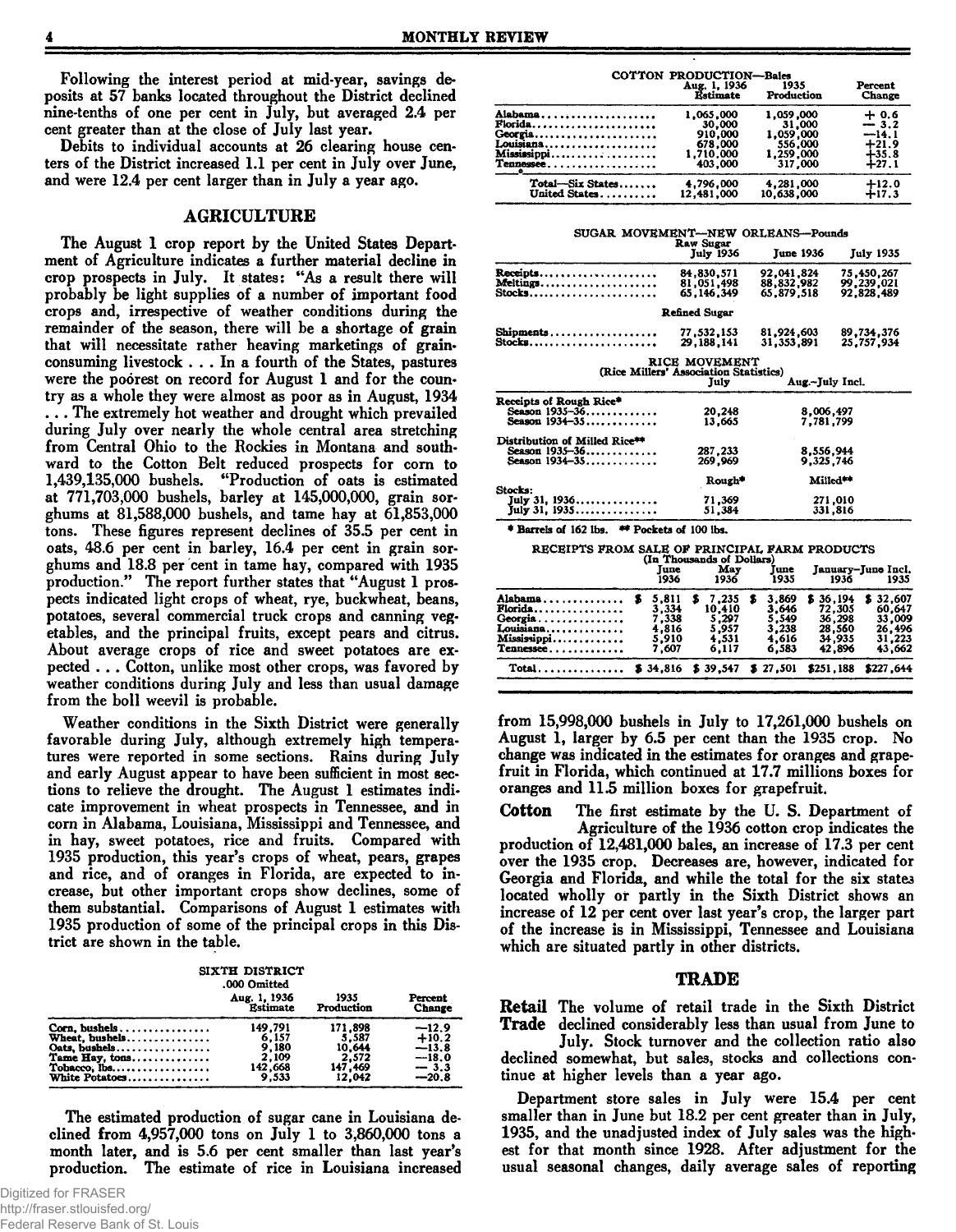Following the interest period at mid-year, savings deposits at 57 banks located throughout the District declined nine-tenths of one per cent in July, but averaged 2.4 per cent greater than at the close of July last year.

Debits to individual accounts at 26 clearing house centers of the District increased 1.1 per cent in July over June, and were 12.4 per cent larger than in July a year ago.

## AGRICULTURE

The August 1 crop report by the United States Department of Agriculture indicates a further material decline in crop prospects in July. It states: "As a result there will probably be light supplies of a number of important food crops and, irrespective of weather conditions during the remainder of the season, there will be a shortage of grain that will necessitate rather heaving marketings of grain-consuming livestock . . . In a fourth of the States, pastures were the poorest on record for August 1 and for the country as a whole they were almost as poor as in August, 1934 . . . The extremely hot weather and drought which prevailed during July over nearly the whole central area stretching from Central Ohio to the Rockies in Montana and southward to the Cotton Belt reduced prospects for corn to 1,439,135,000 bushels. "Production of oats is estimated at 771,703,000 bushels, barley at 145,000,000, grain sorghums at 81,588,000 bushels, and tame hay at 61,853,000 tons. These figures represent declines of 35.5 per cent in oats, 48.6 per cent in barley, 16.4 per cent in grain sorghums and 18.8 per cent in tame hay, compared with 1935 production." The report further states that "August 1 prospects indicated light crops of wheat, rye, buckwheat, beans, potatoes, several commercial truck crops and canning vegetables, and the principal fruits, except pears and citrus. About average crops of rice and sweet potatoes are expected . . . Cotton, unlike most other crops, was favored by weather conditions during July and less than usual damage from the boll weevil is probable.

Weather conditions in the Sixth District were generally favorable during July, although extremely high temperatures were reported in some sections. Rains during July and early August appear to have been sufficient in most sections to relieve the drought. The August 1 estimates indicate improvement in wheat prospects in Tennessee, and in corn in Alabama, Louisiana, Mississippi and Tennessee, and in hay, sweet potatoes, rice and fruits. Compared with 1935 production, this year's crops of wheat, pears, grapes and rice, and of oranges in Florida, are expected to increase, but other important crops show declines, some of them substantial. Comparisons of August 1 estimates with 1935 production of some of the principal crops in this District are shown in the table.

SIXTH DISTRICT
.000 Omitted

| | Aug. 1, 1936 Estimate | 1935 Production | Percent Change |
|---|---|---|---|
| Corn, bushels | 149,791 | 171,898 | —12.9 |
| Wheat, bushels | 6,157 | 5,587 | +10.2 |
| Oats, bushels | 9,180 | 10,644 | —13.8 |
| Tame Hay, tons | 2,109 | 2,572 | —18.0 |
| Tobacco, lbs | 142,668 | 147,469 | — 3.3 |
| White Potatoes | 9,533 | 12,042 | —20.8 |

The estimated production of sugar cane in Louisiana declined from 4,957,000 tons on July 1 to 3,860,000 tons a month later, and is 5.6 per cent smaller than last year's production. The estimate of rice in Louisiana increased from 15,998,000 bushels in July to 17,261,000 bushels on August 1, larger by 6.5 per cent than the 1935 crop. No change was indicated in the estimates for oranges and grapefruit in Florida, which continued at 17.7 millions boxes for oranges and 11.5 million boxes for grapefruit.

COTTON PRODUCTION—Bales

| | Aug. 1, 1936 Estimate | 1935 Production | Percent Change |
|---|---|---|---|
| Alabama | 1,065,000 | 1,059,000 | + 0.6 |
| Florida | 30,000 | 31,000 | — 3.2 |
| Georgia | 910,000 | 1,059,000 | —14.1 |
| Louisiana | 678,000 | 556,000 | +21.9 |
| Mississippi | 1,710,000 | 1,259,000 | +35.8 |
| Tennessee | 403,000 | 317,000 | +27.1 |
| Total—Six States | 4,796,000 | 4,281,000 | +12.0 |
| United States | 12,481,000 | 10,638,000 | +17.3 |

SUGAR MOVEMENT—NEW ORLEANS—Pounds

| | July 1936 | June 1936 | July 1935 |
|---|---|---|---|
| **Raw Sugar** | | | |
| Receipts | 84,830,571 | 92,041,824 | 75,450,267 |
| Meltings | 81,051,498 | 88,832,982 | 99,239,021 |
| Stocks | 65,146,349 | 65,879,518 | 92,828,489 |
| **Refined Sugar** | | | |
| Shipments | 77,532,153 | 81,924,603 | 89,734,376 |
| Stocks | 29,188,141 | 31,353,891 | 25,757,934 |

RICE MOVEMENT
(Rice Millers' Association Statistics)

| | July | Aug.-July Incl. |
|---|---|---|
| Receipts of Rough Rice* | | |
| Season 1935-36 | 20,248 | 8,006,497 |
| Season 1934-35 | 13,665 | 7,781,799 |
| Distribution of Milled Rice** | | |
| Season 1935-36 | 287,233 | 8,556,944 |
| Season 1934-35 | 269,969 | 9,325,746 |
| Stocks: | Rough* | Milled** |
| July 31, 1936 | 71,369 | 271,010 |
| July 31, 1935 | 51,384 | 331,816 |

\* Barrels of 162 lbs. ** Pockets of 100 lbs.

RECEIPTS FROM SALE OF PRINCIPAL FARM PRODUCTS
(In Thousands of Dollars)

| | June 1936 | May 1936 | June 1935 | January-June Incl. 1936 | January-June Incl. 1935 |
|---|---|---|---|---|---|
| Alabama | $ 5,811 | $ 7,235 | $ 3,869 | $ 36,194 | $ 32,607 |
| Florida | 3,334 | 10,410 | 3,646 | 72,305 | 60,647 |
| Georgia | 7,338 | 5,297 | 5,549 | 36,298 | 33,009 |
| Louisiana | 4,816 | 5,957 | 3,238 | 28,560 | 26,496 |
| Mississippi | 5,910 | 4,531 | 4,616 | 34,935 | 31,223 |
| Tennessee | 7,607 | 6,117 | 6,583 | 42,896 | 43,662 |
| Total | $ 34,816 | $ 39,547 | $ 27,501 | $251,188 | $227,644 |

**Cotton** The first estimate by the U. S. Department of Agriculture of the 1936 cotton crop indicates the production of 12,481,000 bales, an increase of 17.3 per cent over the 1935 crop. Decreases are, however, indicated for Georgia and Florida, and while the total for the six states located wholly or partly in the Sixth District shows an increase of 12 per cent over last year's crop, the larger part of the increase is in Mississippi, Tennessee and Louisiana which are situated partly in other districts.

## TRADE

**Retail Trade** The volume of retail trade in the Sixth District declined considerably less than usual from June to July. Stock turnover and the collection ratio also declined somewhat, but sales, stocks and collections continue at higher levels than a year ago.

Department store sales in July were 15.4 per cent smaller than in June but 18.2 per cent greater than in July, 1935, and the unadjusted index of July sales was the highest for that month since 1928. After adjustment for the usual seasonal changes, daily average sales of reporting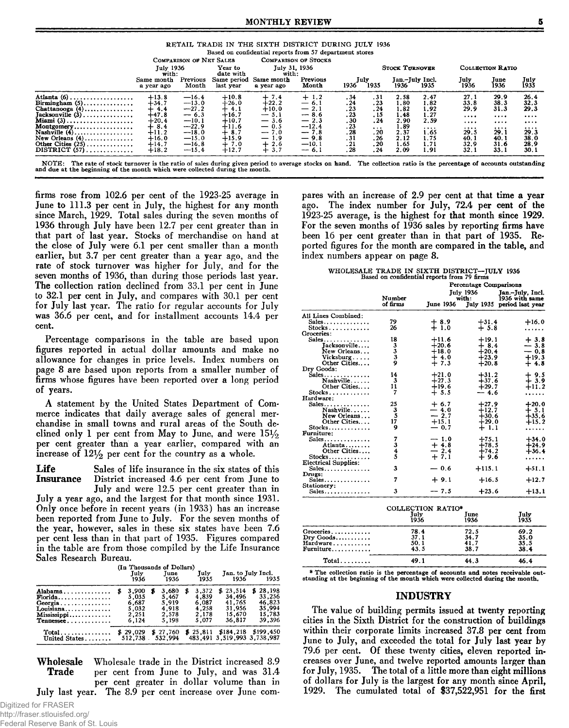RETAIL TRADE IN THE SIXTH DISTRICT DURING JULY 1936

Based on confidential reports from 57 department stores

| | Comparison of Net Sales | | | Comparison of Stocks | | Stock Turnover | | | | Collection Ratio | | |
|---|---|---|---|---|---|---|---|---|---|---|---|---|
| | July 1936 with: | | Year to date with | July 31, 1936 with: | | July | | Jan.-July Incl. | | | | |
| | Same month a year ago | Previous Month | Same period last year | Same month a year ago | Previous Month | 1936 | 1935 | 1936 | 1935 | July 1936 | June 1936 | July 1935 |
| Atlanta (6) | +13.8 | —16.4 | +10.8 | + 7.4 | + 1.2 | .34 | .31 | 2.58 | 2.47 | 27.1 | 29.9 | 26.4 |
| Birmingham (5) | +34.7 | —13.0 | +26.0 | +22.2 | — 6.1 | .24 | .23 | 1.80 | 1.82 | 33.8 | 38.3 | 32.3 |
| Chattanooga (4) | + 4.4 | —27.2 | + 4.1 | +10.0 | — 2.1 | .23 | .24 | 1.82 | 1.92 | 29.9 | 31.3 | 29.3 |
| Jacksonville (3) | +47.8 | — 6.3 | +16.7 | — 5.1 | — 8.6 | .23 | .15 | 1.48 | 1.27 | .... | .... | .... |
| Miami (3) | +20.4 | —10.1 | +10.7 | — 3.6 | — 2.3 | .30 | .24 | 2.90 | 2.59 | .... | .... | .... |
| Montgomery | + 8.4 | —22.9 | +11.6 | — 0.5 | —12.4 | .23 | ... | 1.89 | .... | .... | .... | .... |
| Nashville (4) | +11.2 | —18.0 | + 8.7 | — 7.0 | — 7.8 | .28 | .20 | 2.37 | 1.65 | 29.5 | 29.1 | 29.3 |
| New Orleans (4) | +16.0 | —15.0 | +15.9 | — 1.9 | — 9.8 | .31 | .26 | 2.12 | 1.75 | 40.1 | 40.1 | 38.0 |
| Other Cities (25) | +14.7 | —16.8 | + 7.0 | + 2.6 | —10.1 | .21 | .20 | 1.65 | 1.71 | 32.9 | 31.6 | 28.9 |
| DISTRICT (57) | +18.2 | —15.4 | +12.7 | + 3.7 | — 6.1 | .28 | .24 | 2.09 | 1.91 | 32.1 | 33.1 | 30.1 |

NOTE: The rate of stock turnover is the ratio of sales during given period to average stocks on hand. The collection ratio is the percentage of accounts outstanding and due at the beginning of the month which were collected during the month.

firms rose from 102.6 per cent of the 1923-25 average in June to 111.3 per cent in July, the highest for any month since March, 1929. Total sales during the seven months of 1936 through July have been 12.7 per cent greater than in that part of last year. Stocks of merchandise on hand at the close of July were 6.1 per cent smaller than a month earlier, but 3.7 per cent greater than a year ago, and the rate of stock turnover was higher for July, and for the seven months of 1936, than during those periods last year. The collection ration declined from 33.1 per cent in June to 32.1 per cent in July, and compares with 30.1 per cent for July last year. The ratio for regular accounts for July was 36.6 per cent, and for installment accounts 14.4 per cent.

Percentage comparisons in the table are based upon figures reported in actual dollar amounts and make no allowance for changes in price levels. Index numbers on page 8 are based upon reports from a smaller number of firms whose figures have been reported over a long period of years.

A statement by the United States Department of Commerce indicates that daily average sales of general merchandise in small towns and rural areas of the South declined only 1 per cent from May to June, and were 15½ per cent greater than a year earlier, compared with an increase of 12½ per cent for the country as a whole.

**Life Insurance** Sales of life insurance in the six states of this District increased 4.6 per cent from June to July and were 12.5 per cent greater than in July a year ago, and the largest for that month since 1931. Only once before in recent years (in 1933) has an increase been reported from June to July. For the seven months of the year, however, sales in these six states have been 7.6 per cent less than in that part of 1935. Figures compared in the table are from those compiled by the Life Insurance Sales Research Bureau.

(In Thousands of Dollars)

| | July 1936 | June 1936 | July 1935 | Jan. to July Incl. 1936 | 1935 |
|---|---|---|---|---|---|
| Alabama | $ 3,900 | $ 3,680 | $ 3,372 | $ 23,514 | $ 28,198 |
| Florida | 5,035 | 5,467 | 4,839 | 34,496 | 33,256 |
| Georgia | 6,687 | 5,919 | 6,087 | 41,765 | 46,823 |
| Louisiana | 5,032 | 4,918 | 4,258 | 31,956 | 35,994 |
| Mississippi | 2,251 | 2,578 | 2,178 | 15,670 | 15,783 |
| Tennessee | 6,124 | 5,198 | 5,077 | 36,817 | 39,396 |
| Total | $ 29,029 | $ 27,760 | $ 25,811 | $184,218 | $199,450 |
| United States | 512,738 | 532,994 | 483,491 | 3,519,993 | 3,738,987 |

**Wholesale Trade** Wholesale trade in the District increased 8.9 per cent from June to July, and was 31.4 per cent greater in dollar volume than in July last year. The 8.9 per cent increase over June compares with an increase of 2.9 per cent at that time a year ago. The index number for July, 72.4 per cent of the 1923-25 average, is the highest for that month since 1929. For the seven months of 1936 sales by reporting firms have been 16 per cent greater than in that part of 1935. Reported figures for the month are compared in the table, and index numbers appear on page 8.

WHOLESALE TRADE IN SIXTH DISTRICT—JULY 1936

Based on confidential reports from 79 firms

| | Number of firms | Percentage Comparisons July 1936 with: June 1936 | July 1935 | Jan.-July, Incl. 1936 with same period last year |
|---|---|---|---|---|
| All Lines Combined: | | | | |
| Sales | 79 | + 8.9 | +31.4 | +16.0 |
| Stocks | 26 | + 1.0 | + 5.8 | ...... |
| Groceries: | | | | |
| Sales | 18 | +11.6 | +19.1 | + 3.8 |
| Jacksonville | 3 | +20.6 | + 8.4 | — 3.8 |
| New Orleans | 3 | +18.0 | +20.4 | — 0.8 |
| Vicksburg | 3 | + 4.0 | +23.9 | +19.3 |
| Other Cities | 9 | + 7.3 | +20.8 | + 4.8 |
| Dry Goods: | | | | |
| Sales | 14 | +21.0 | +31.2 | + 9.5 |
| Nashville | 3 | +27.3 | +37.6 | + 3.9 |
| Other Cities | 11 | +19.6 | +29.7 | +11.2 |
| Stocks | 7 | + 5.5 | — 4.6 | ...... |
| Hardware: | | | | |
| Sales | 25 | + 6.7 | +27.9 | +20.0 |
| Nashville | 3 | — 4.0 | +12.7 | + 5.1 |
| New Orleans | 5 | — 2.7 | +30.6 | +35.6 |
| Other Cities | 17 | +15.1 | +29.0 | +15.2 |
| Stocks | 9 | — 0.7 | + 1.1 | ...... |
| Furniture: | | | | |
| Sales | 7 | — 1.0 | +75.1 | +34.0 |
| Atlanta | 3 | + 4.8 | +78.5 | +24.9 |
| Other Cities | 4 | — 2.4 | +74.2 | +36.4 |
| Stocks | 5 | + 7.1 | + 9.6 | ...... |
| Electrical Supplies: | | | | |
| Sales | 3 | — 0.6 | +115.1 | +51.1 |
| Drugs: | | | | |
| Sales | 7 | + 9.1 | +16.5 | +12.7 |
| Stationery: | | | | |
| Sales | 3 | — 7.5 | +23.6 | +13.1 |

COLLECTION RATIO*

| | July 1936 | June 1936 | July 1935 |
|---|---|---|---|
| Groceries | 78.4 | 72.5 | 69.2 |
| Dry Goods | 37.1 | 34.7 | 35.0 |
| Hardware | 50.1 | 41.7 | 35.5 |
| Furniture | 43.5 | 38.7 | 38.4 |
| Total | 49.1 | 44.3 | 46.4 |

* The collection ratio is the percentage of accounts and notes receivable outstanding at the beginning of the month which were collected during the month.

## INDUSTRY

The value of building permits issued at twenty reporting cities in the Sixth District for the construction of buildings within their corporate limits increased 37.8 per cent from June to July, and exceeded the total for July last year by 79.6 per cent. Of these twenty cities, eleven reported increases over June, and twelve reported amounts larger than for July, 1935. The total of a little more than eight millions of dollars for July is the largest for any month since April, 1929. The cumulated total of $37,522,951 for the first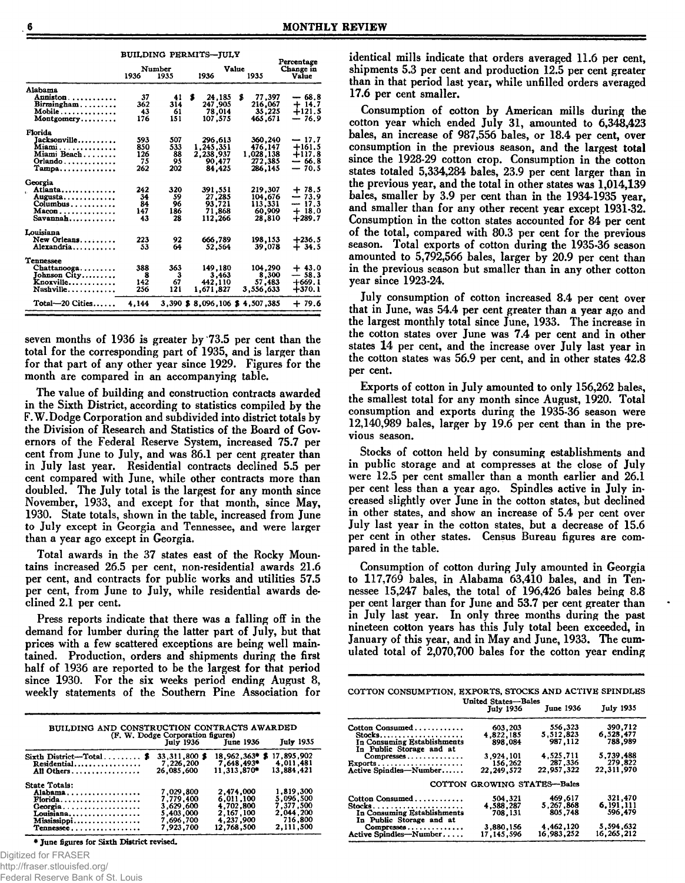BUILDING PERMITS—JULY

| | Number 1936 | Number 1935 | Value 1936 | Value 1935 | Percentage Change in Value |
|---|---|---|---|---|---|
| **Alabama** | | | | | |
| Anniston | 37 | 41 | $ 24,185 | $ 77,397 | — 68.8 |
| Birmingham | 362 | 314 | 247,905 | 216,067 | + 14.7 |
| Mobile | 43 | 61 | 78,014 | 35,225 | +121.5 |
| Montgomery | 176 | 151 | 107,575 | 465,671 | — 76.9 |
| **Florida** | | | | | |
| Jacksonville | 593 | 507 | 296,613 | 360,240 | — 17.7 |
| Miami | 850 | 533 | 1,245,351 | 476,147 | +161.5 |
| Miami Beach | 126 | 88 | 2,238,937 | 1,028,138 | +117.8 |
| Orlando | 75 | 95 | 90,477 | 272,385 | — 66.8 |
| Tampa | 262 | 202 | 84,425 | 286,145 | — 70.5 |
| **Georgia** | | | | | |
| Atlanta | 242 | 320 | 391,551 | 219,307 | + 78.5 |
| Augusta | 34 | 59 | 27,285 | 104,676 | — 73.9 |
| Columbus | 84 | 96 | 93,721 | 113,331 | — 17.3 |
| Macon | 147 | 186 | 71,868 | 60,909 | + 18.0 |
| Savannah | 43 | 28 | 112,266 | 28,810 | +289.7 |
| **Louisiana** | | | | | |
| New Orleans | 223 | 92 | 666,789 | 198,153 | +236.5 |
| Alexandria | 53 | 64 | 52,564 | 39,078 | + 34.5 |
| **Tennessee** | | | | | |
| Chattanooga | 388 | 363 | 149,180 | 104,290 | + 43.0 |
| Johnson City | 8 | 3 | 3,463 | 8,300 | — 58.3 |
| Knoxville | 142 | 67 | 442,110 | 57,483 | +669.1 |
| Nashville | 256 | 121 | 1,671,827 | 3,556,633 | +370.1 |
| Total—20 Cities | 4,144 | 3,390 | $ 8,096,106 | $ 4,507,385 | + 79.6 |

seven months of 1936 is greater by 73.5 per cent than the total for the corresponding part of 1935, and is larger than for that part of any other year since 1929. Figures for the month are compared in an accompanying table.

The value of building and construction contracts awarded in the Sixth District, according to statistics compiled by the F. W. Dodge Corporation and subdivided into district totals by the Division of Research and Statistics of the Board of Governors of the Federal Reserve System, increased 75.7 per cent from June to July, and was 86.1 per cent greater than in July last year. Residential contracts declined 5.5 per cent compared with June, while other contracts more than doubled. The July total is the largest for any month since November, 1933, and except for that month, since May, 1930. State totals, shown in the table, increased from June to July except in Georgia and Tennessee, and were larger than a year ago except in Georgia.

Total awards in the 37 states east of the Rocky Mountains increased 26.5 per cent, non-residential awards 21.6 per cent, and contracts for public works and utilities 57.5 per cent, from June to July, while residential awards declined 2.1 per cent.

Press reports indicate that there was a falling off in the demand for lumber during the latter part of July, but that prices with a few scattered exceptions are being well maintained. Production, orders and shipments during the first half of 1936 are reported to be the largest for that period since 1930. For the six weeks period ending August 8, weekly statements of the Southern Pine Association for identical mills indicate that orders averaged 11.6 per cent, shipments 5.3 per cent and production 12.5 per cent greater than in that period last year, while unfilled orders averaged 17.6 per cent smaller.

BUILDING AND CONSTRUCTION CONTRACTS AWARDED
(F. W. Dodge Corporation figures)

| | July 1936 | June 1936 | July 1935 |
|---|---|---|---|
| Sixth District—Total | $ 33,311,800 | $ 18,962,363* | $ 17,895,902 |
| Residential | 7,226,200 | 7,648,493* | 4,011,481 |
| All Others | 26,085,600 | 11,313,870* | 13,884,421 |
| **State Totals:** | | | |
| Alabama | 7,029,800 | 2,474,000 | 1,819,300 |
| Florida | 7,779,400 | 6,011,100 | 5,096,500 |
| Georgia | 3,629,600 | 4,702,800 | 7,377,500 |
| Louisiana | 5,403,000 | 2,167,100 | 2,044,200 |
| Mississippi | 7,696,700 | 4,237,900 | 716,800 |
| Tennessee | 7,923,700 | 12,768,500 | 2,111,500 |

\* June figures for Sixth District revised.

Consumption of cotton by American mills during the cotton year which ended July 31, amounted to 6,348,423 bales, an increase of 987,556 bales, or 18.4 per cent, over consumption in the previous season, and the largest total since the 1928-29 cotton crop. Consumption in the cotton states totaled 5,334,284 bales, 23.9 per cent larger than in the previous year, and the total in other states was 1,014,139 bales, smaller by 3.9 per cent than in the 1934-1935 year, and smaller than for any other recent year except 1931-32. Consumption in the cotton states accounted for 84 per cent of the total, compared with 80.3 per cent for the previous season. Total exports of cotton during the 1935-36 season amounted to 5,792,566 bales, larger by 20.9 per cent than in the previous season but smaller than in any other cotton year since 1923-24.

July consumption of cotton increased 8.4 per cent over that in June, was 54.4 per cent greater than a year ago and the largest monthly total since June, 1933. The increase in the cotton states over June was 7.4 per cent and in other states 14 per cent, and the increase over July last year in the cotton states was 56.9 per cent, and in other states 42.8 per cent.

Exports of cotton in July amounted to only 156,262 bales, the smallest total for any month since August, 1920. Total consumption and exports during the 1935-36 season were 12,140,989 bales, larger by 19.6 per cent than in the previous season.

Stocks of cotton held by consuming establishments and in public storage and at compresses at the close of July were 12.5 per cent smaller than a month earlier and 26.1 per cent less than a year ago. Spindles active in July increased slightly over June in the cotton states, but declined in other states, and show an increase of 5.4 per cent over July last year in the cotton states, but a decrease of 15.6 per cent in other states. Census Bureau figures are compared in the table.

Consumption of cotton during July amounted in Georgia to 117,769 bales, in Alabama 63,410 bales, and in Tennessee 15,247 bales, the total of 196,426 bales being 8.8 per cent larger than for June and 53.7 per cent greater than in July last year. In only three months during the past nineteen cotton years has this July total been exceeded, in January of this year, and in May and June, 1933. The cumulated total of 2,070,700 bales for the cotton year ending

COTTON CONSUMPTION, EXPORTS, STOCKS AND ACTIVE SPINDLES

| United States—Bales | July 1936 | June 1936 | July 1935 |
|---|---|---|---|
| Cotton Consumed | 603,203 | 556,323 | 390,712 |
| Stocks | 4,822,185 | 5,512,823 | 6,528,477 |
| In Consuming Establishments | 898,084 | 987,112 | 788,989 |
| In Public Storage and at Compresses | 3,924,101 | 4,525,711 | 5,739,488 |
| Exports | 156,262 | 287,336 | 279,822 |
| Active Spindles—Number | 22,249,572 | 22,957,322 | 22,311,970 |
| **COTTON GROWING STATES—Bales** | | | |
| Cotton Consumed | 504,321 | 469,617 | 321,470 |
| Stocks | 4,588,287 | 5,267,868 | 6,191,111 |
| In Consuming Establishments | 708,131 | 805,748 | 596,479 |
| In Public Storage and at Compresses | 3,880,156 | 4,462,120 | 5,594,632 |
| Active Spindles—Number | 17,145,596 | 16,983,252 | 16,265,212 |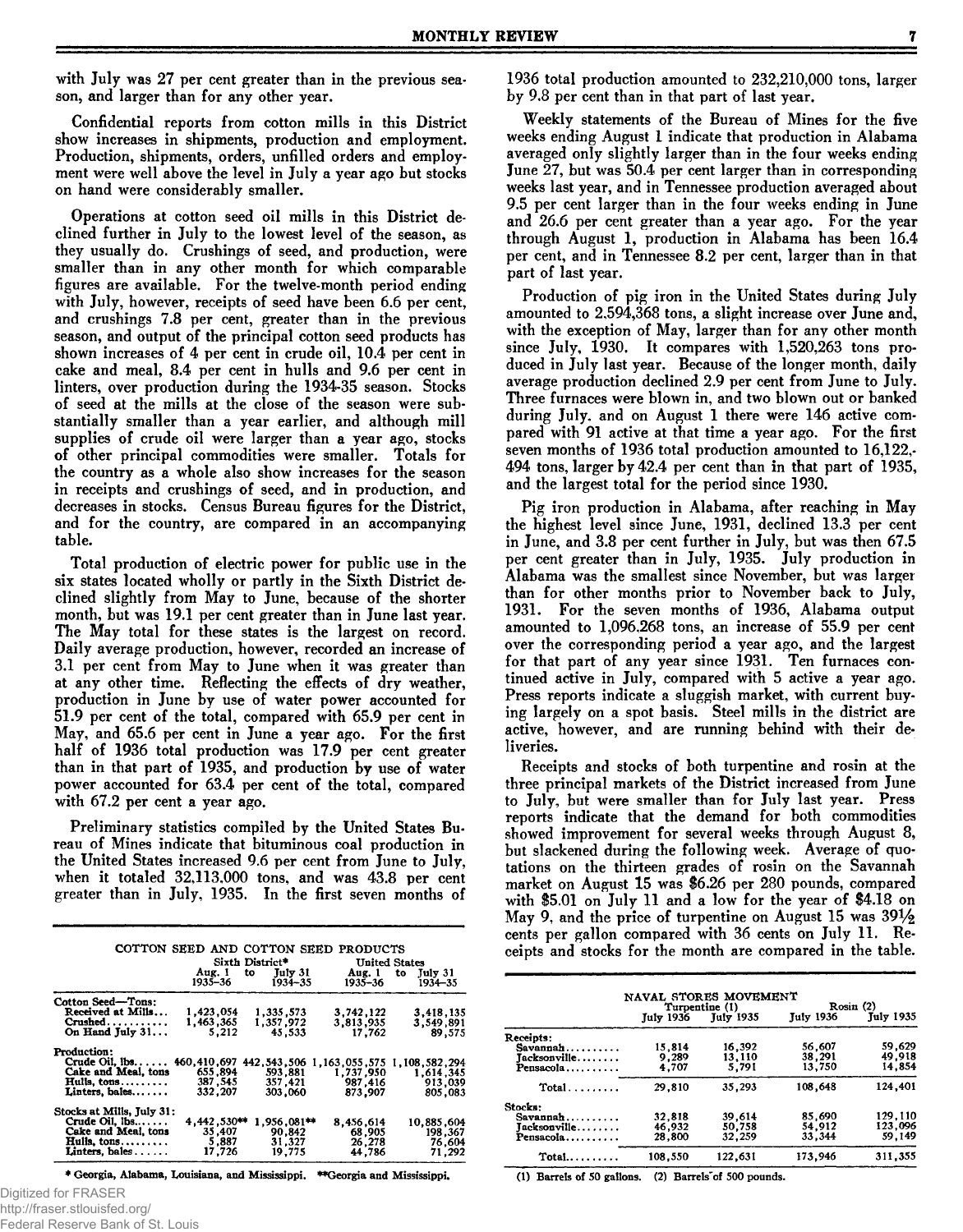with July was 27 per cent greater than in the previous season, and larger than for any other year.

Confidential reports from cotton mills in this District show increases in shipments, production and employment. Production, shipments, orders, unfilled orders and employment were well above the level in July a year ago but stocks on hand were considerably smaller.

Operations at cotton seed oil mills in this District declined further in July to the lowest level of the season, as they usually do. Crushings of seed, and production, were smaller than in any other month for which comparable figures are available. For the twelve-month period ending with July, however, receipts of seed have been 6.6 per cent, and crushings 7.8 per cent, greater than in the previous season, and output of the principal cotton seed products has shown increases of 4 per cent in crude oil, 10.4 per cent in cake and meal, 8.4 per cent in hulls and 9.6 per cent in linters, over production during the 1934-35 season. Stocks of seed at the mills at the close of the season were substantially smaller than a year earlier, and although mill supplies of crude oil were larger than a year ago, stocks of other principal commodities were smaller. Totals for the country as a whole also show increases for the season in receipts and crushings of seed, and in production, and decreases in stocks. Census Bureau figures for the District, and for the country, are compared in an accompanying table.

Total production of electric power for public use in the six states located wholly or partly in the Sixth District declined slightly from May to June, because of the shorter month, but was 19.1 per cent greater than in June last year. The May total for these states is the largest on record. Daily average production, however, recorded an increase of 3.1 per cent from May to June when it was greater than at any other time. Reflecting the effects of dry weather, production in June by use of water power accounted for 51.9 per cent of the total, compared with 65.9 per cent in May, and 65.6 per cent in June a year ago. For the first half of 1936 total production was 17.9 per cent greater than in that part of 1935, and production by use of water power accounted for 63.4 per cent of the total, compared with 67.2 per cent a year ago.

Preliminary statistics compiled by the United States Bureau of Mines indicate that bituminous coal production in the United States increased 9.6 per cent from June to July, when it totaled 32,113,000 tons, and was 43.8 per cent greater than in July, 1935. In the first seven months of 1936 total production amounted to 232,210,000 tons, larger by 9.8 per cent than in that part of last year.

Weekly statements of the Bureau of Mines for the five weeks ending August 1 indicate that production in Alabama averaged only slightly larger than in the four weeks ending June 27, but was 50.4 per cent larger than in corresponding weeks last year, and in Tennessee production averaged about 9.5 per cent larger than in the four weeks ending in June and 26.6 per cent greater than a year ago. For the year through August 1, production in Alabama has been 16.4 per cent, and in Tennessee 8.2 per cent, larger than in that part of last year.

Production of pig iron in the United States during July amounted to 2,594,368 tons, a slight increase over June and, with the exception of May, larger than for any other month since July, 1930. It compares with 1,520,263 tons produced in July last year. Because of the longer month, daily average production declined 2.9 per cent from June to July. Three furnaces were blown in, and two blown out or banked during July, and on August 1 there were 146 active compared with 91 active at that time a year ago. For the first seven months of 1936 total production amounted to 16,122,494 tons, larger by 42.4 per cent than in that part of 1935, and the largest total for the period since 1930.

Pig iron production in Alabama, after reaching in May the highest level since June, 1931, declined 13.3 per cent in June, and 3.8 per cent further in July, but was then 67.5 per cent greater than in July, 1935. July production in Alabama was the smallest since November, but was larger than for other months prior to November back to July, 1931. For the seven months of 1936, Alabama output amounted to 1,096,268 tons, an increase of 55.9 per cent over the corresponding period a year ago, and the largest for that part of any year since 1931. Ten furnaces continued active in July, compared with 5 active a year ago. Press reports indicate a sluggish market, with current buying largely on a spot basis. Steel mills in the district are active, however, and are running behind with their deliveries.

Receipts and stocks of both turpentine and rosin at the three principal markets of the District increased from June to July, but were smaller than for July last year. Press reports indicate that the demand for both commodities showed improvement for several weeks through August 8, but slackened during the following week. Average of quotations on the thirteen grades of rosin on the Savannah market on August 15 was $6.26 per 280 pounds, compared with $5.01 on July 11 and a low for the year of $4.18 on May 9, and the price of turpentine on August 15 was 39½ cents per gallon compared with 36 cents on July 11. Receipts and stocks for the month are compared in the table.

COTTON SEED AND COTTON SEED PRODUCTS

| | Sixth District* | | United States | |
|---|---|---|---|---|
| | Aug. 1 to July 31 1935-36 | 1934-35 | Aug. 1 to July 31 1935-36 | 1934-35 |
| **Cotton Seed—Tons:** | | | | |
| Received at Mills... | 1,423,054 | 1,335,573 | 3,742,122 | 3,418,135 |
| Crushed........... | 1,463,365 | 1,357,972 | 3,813,935 | 3,549,891 |
| On Hand July 31.... | 5,212 | 45,533 | 17,762 | 89,575 |
| **Production:** | | | | |
| Crude Oil, lbs...... | 460,410,697 | 442,543,506 | 1,163,055,575 | 1,108,582,294 |
| Cake and Meal, tons | 655,894 | 593,881 | 1,737,950 | 1,614,345 |
| Hulls, tons......... | 387,545 | 357,421 | 987,416 | 913,039 |
| Linters, bales....... | 332,207 | 303,060 | 873,907 | 805,083 |
| **Stocks at Mills, July 31:** | | | | |
| Crude Oil, lbs....... | 4,442,530** | 1,956,081** | 8,456,614 | 10,885,604 |
| Cake and Meal, tons | 35,407 | 90,842 | 68,905 | 198,367 |
| Hulls, tons......... | 5,887 | 31,327 | 26,278 | 76,604 |
| Linters, bales...... | 17,726 | 19,775 | 44,786 | 71,292 |

\* Georgia, Alabama, Louisiana, and Mississippi. ** Georgia and Mississippi.

NAVAL STORES MOVEMENT

| | Turpentine (1) | | Rosin (2) | |
|---|---|---|---|---|
| | July 1936 | July 1935 | July 1936 | July 1935 |
| **Receipts:** | | | | |
| Savannah.......... | 15,814 | 16,392 | 56,607 | 59,629 |
| Jacksonville........ | 9,289 | 13,110 | 38,291 | 49,918 |
| Pensacola.......... | 4,707 | 5,791 | 13,750 | 14,854 |
| Total......... | 29,810 | 35,293 | 108,648 | 124,401 |
| **Stocks:** | | | | |
| Savannah.......... | 32,818 | 39,614 | 85,690 | 129,110 |
| Jacksonville........ | 46,932 | 50,758 | 54,912 | 123,096 |
| Pensacola.......... | 28,800 | 32,259 | 33,344 | 59,149 |
| Total......... | 108,550 | 122,631 | 173,946 | 311,355 |

(1) Barrels of 50 gallons. (2) Barrels of 500 pounds.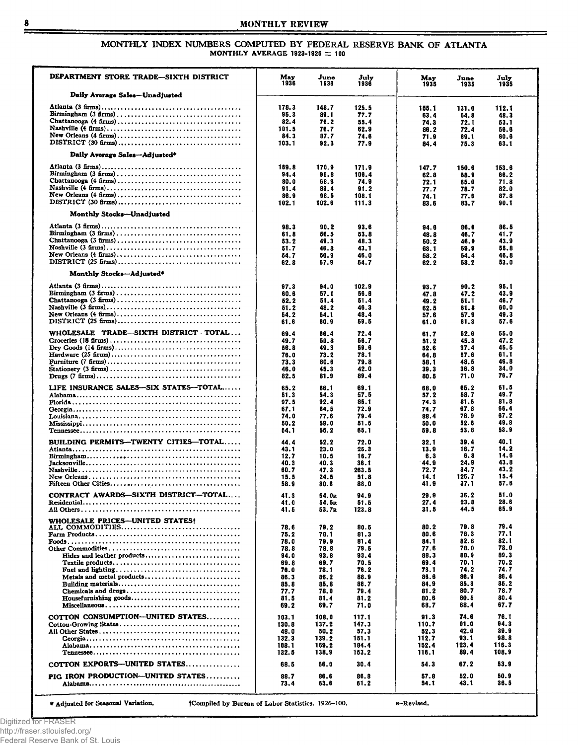## MONTHLY INDEX NUMBERS COMPUTED BY FEDERAL RESERVE BANK OF ATLANTA

**MONTHLY AVERAGE 1923-1925 = 100**

| | May 1936 | June 1936 | July 1936 | May 1935 | June 1935 | July 1935 |
|---|---|---|---|---|---|---|
| **DEPARTMENT STORE TRADE—SIXTH DISTRICT** | | | | | | |
| **Daily Average Sales—Unadjusted** | | | | | | |
| Atlanta (3 firms) | 178.3 | 148.7 | 125.5 | 155.1 | 131.0 | 112.1 |
| Birmingham (3 firms) | 95.3 | 89.1 | 77.7 | 63.4 | 54.8 | 48.3 |
| Chattanooga (4 firms) | 82.4 | 76.2 | 55.4 | 74.3 | 72.1 | 53.1 |
| Nashville (4 firms) | 101.5 | 76.7 | 62.9 | 86.2 | 72.4 | 56.6 |
| New Orleans (4 firms) | 84.3 | 87.7 | 74.6 | 71.9 | 69.1 | 60.6 |
| DISTRICT (30 firms) | 103.1 | 92.3 | 77.9 | 84.4 | 75.3 | 63.1 |
| **Daily Average Sales—Adjusted*** | | | | | | |
| Atlanta (3 firms) | 189.8 | 170.9 | 171.9 | 147.7 | 150.6 | 153.6 |
| Birmingham (3 firms) | 94.4 | 95.8 | 106.4 | 62.8 | 58.9 | 66.2 |
| Chattanooga (4 firms) | 80.0 | 68.6 | 74.9 | 72.1 | 65.0 | 71.8 |
| Nashville (4 firms) | 91.4 | 83.4 | 91.2 | 77.7 | 78.7 | 82.0 |
| New Orleans (4 firms) | 86.9 | 98.5 | 108.1 | 74.1 | 77.6 | 87.8 |
| DISTRICT (30 firms) | 102.1 | 102.6 | 111.3 | 83.6 | 83.7 | 90.1 |
| **Monthly Stocks—Unadjusted** | | | | | | |
| Atlanta (3 firms) | 98.3 | 90.2 | 93.6 | 94.6 | 86.6 | 86.5 |
| Birmingham (3 firms) | 61.8 | 56.5 | 53.8 | 48.8 | 46.7 | 41.7 |
| Chattanooga (3 firms) | 53.2 | 49.3 | 48.3 | 50.2 | 46.0 | 43.9 |
| Nashville (3 firms) | 51.7 | 46.8 | 43.1 | 63.1 | 59.9 | 55.8 |
| New Orleans (4 firms) | 54.7 | 50.9 | 46.0 | 58.2 | 54.4 | 46.8 |
| DISTRICT (25 firms) | 62.8 | 57.9 | 54.7 | 62.2 | 58.2 | 53.0 |
| **Monthly Stocks—Adjusted*** | | | | | | |
| Atlanta (3 firms) | 97.3 | 94.0 | 102.9 | 93.7 | 90.2 | 95.1 |
| Birmingham (3 firms) | 60.6 | 57.1 | 56.8 | 47.8 | 47.2 | 43.9 |
| Chattanooga (3 firms) | 52.2 | 51.4 | 51.4 | 49.2 | 51.1 | 46.7 |
| Nashville (3 firms) | 51.2 | 48.2 | 46.3 | 62.5 | 61.8 | 60.0 |
| New Orleans (4 firms) | 54.2 | 54.1 | 48.4 | 57.6 | 57.9 | 49.3 |
| DISTRICT (25 firms) | 61.6 | 60.9 | 59.5 | 61.0 | 61.3 | 57.6 |
| **WHOLESALE TRADE—SIXTH DISTRICT—TOTAL** | 69.4 | 66.4 | 72.4 | 61.7 | 52.6 | 55.0 |
| Groceries (18 firms) | 49.7 | 50.8 | 56.7 | 51.2 | 45.3 | 47.2 |
| Dry Goods (14 firms) | 56.8 | 49.3 | 59.6 | 52.6 | 37.4 | 45.5 |
| Hardware (25 firms) | 76.0 | 73.2 | 78.1 | 64.8 | 57.6 | 61.1 |
| Furniture (7 firms) | 73.3 | 80.6 | 79.8 | 58.1 | 48.5 | 46.8 |
| Stationery (3 firms) | 46.0 | 45.3 | 42.0 | 39.3 | 36.8 | 34.0 |
| Drugs (7 firms) | 82.5 | 81.9 | 89.4 | 80.5 | 71.0 | 76.7 |
| **LIFE INSURANCE SALES—SIX STATES—TOTAL** | 65.2 | 66.1 | 69.1 | 68.0 | 65.2 | 61.5 |
| Alabama | 51.3 | 54.3 | 57.5 | 57.2 | 58.7 | 49.7 |
| Florida | 97.5 | 92.4 | 85.1 | 74.3 | 81.5 | 81.8 |
| Georgia | 67.1 | 64.5 | 72.9 | 74.7 | 67.8 | 66.4 |
| Louisiana | 74.0 | 77.6 | 79.4 | 88.4 | 78.9 | 67.2 |
| Mississippi | 50.2 | 59.0 | 51.5 | 50.0 | 52.5 | 49.8 |
| Tennessee | 54.1 | 55.2 | 65.1 | 59.8 | 53.8 | 53.9 |
| **BUILDING PERMITS—TWENTY CITIES—TOTAL** | 44.4 | 52.2 | 72.0 | 32.1 | 39.4 | 40.1 |
| Atlanta | 43.1 | 23.0 | 25.3 | 13.9 | 16.7 | 14.2 |
| Birmingham | 12.7 | 10.5 | 16.7 | 6.3 | 6.8 | 14.6 |
| Jacksonville | 40.3 | 40.3 | 36.1 | 44.9 | 24.9 | 43.8 |
| Nashville | 60.7 | 47.3 | 263.5 | 72.7 | 34.7 | 43.2 |
| New Orleans | 15.5 | 24.5 | 51.8 | 14.1 | 125.7 | 15.4 |
| Fifteen Other Cities | 58.9 | 80.6 | 88.0 | 41.9 | 37.1 | 57.6 |
| **CONTRACT AWARDS—SIXTH DISTRICT—TOTAL** | 41.3 | 54.0R | 94.9 | 29.9 | 36.2 | 51.0 |
| Residential | 41.0 | 54.5R | 51.5 | 27.4 | 23.8 | 28.6 |
| All Others | 41.5 | 53.7R | 123.8 | 31.5 | 44.5 | 65.9 |
| **WHOLESALE PRICES—UNITED STATES†** | | | | | | |
| ALL COMMODITIES | 78.6 | 79.2 | 80.5 | 80.2 | 79.8 | 79.4 |
| Farm Products | 75.2 | 78.1 | 81.3 | 80.6 | 78.3 | 77.1 |
| Foods | 78.0 | 79.9 | 81.4 | 84.1 | 82.8 | 82.1 |
| Other Commodities | 78.8 | 78.8 | 79.5 | 77.6 | 78.0 | 78.0 |
| Hides and leather products | 94.0 | 93.8 | 93.4 | 88.3 | 88.9 | 89.3 |
| Textile products | 69.8 | 69.7 | 70.5 | 69.4 | 70.1 | 70.2 |
| Fuel and lighting | 76.0 | 76.1 | 76.2 | 73.1 | 74.2 | 74.7 |
| Metals and metal products | 86.3 | 86.2 | 88.9 | 86.6 | 86.9 | 86.4 |
| Building materials | 85.8 | 85.8 | 86.7 | 84.9 | 85.3 | 85.2 |
| Chemicals and drugs | 77.7 | 78.0 | 79.4 | 81.2 | 80.7 | 78.7 |
| Housefurnishing goods | 81.5 | 81.4 | 81.2 | 80.6 | 80.5 | 80.4 |
| Miscellaneous | 69.2 | 69.7 | 71.0 | 68.7 | 68.4 | 67.7 |
| **COTTON CONSUMPTION—UNITED STATES** | 103.1 | 108.0 | 117.1 | 91.3 | 74.6 | 76.1 |
| Cotton-Growing States | 130.8 | 137.2 | 147.3 | 110.7 | 91.0 | 94.3 |
| All Other States | 48.0 | 50.2 | 57.3 | 52.3 | 42.0 | 39.9 |
| Georgia | 132.3 | 139.2 | 151.1 | 112.7 | 93.1 | 98.8 |
| Alabama | 168.1 | 169.2 | 184.4 | 152.4 | 123.4 | 116.3 |
| Tennessee | 132.5 | 138.9 | 153.2 | 116.1 | 89.4 | 108.9 |
| **COTTON EXPORTS—UNITED STATES** | 68.5 | 56.0 | 30.4 | 54.3 | 67.2 | 53.9 |
| **PIG IRON PRODUCTION—UNITED STATES** | 88.7 | 86.6 | 86.8 | 57.8 | 52.0 | 50.9 |
| Alabama | 73.4 | 63.6 | 61.2 | 54.1 | 43.1 | 36.5 |

\* Adjusted for Seasonal Variation. †Compiled by Bureau of Labor Statistics. 1926=100. R—Revised.